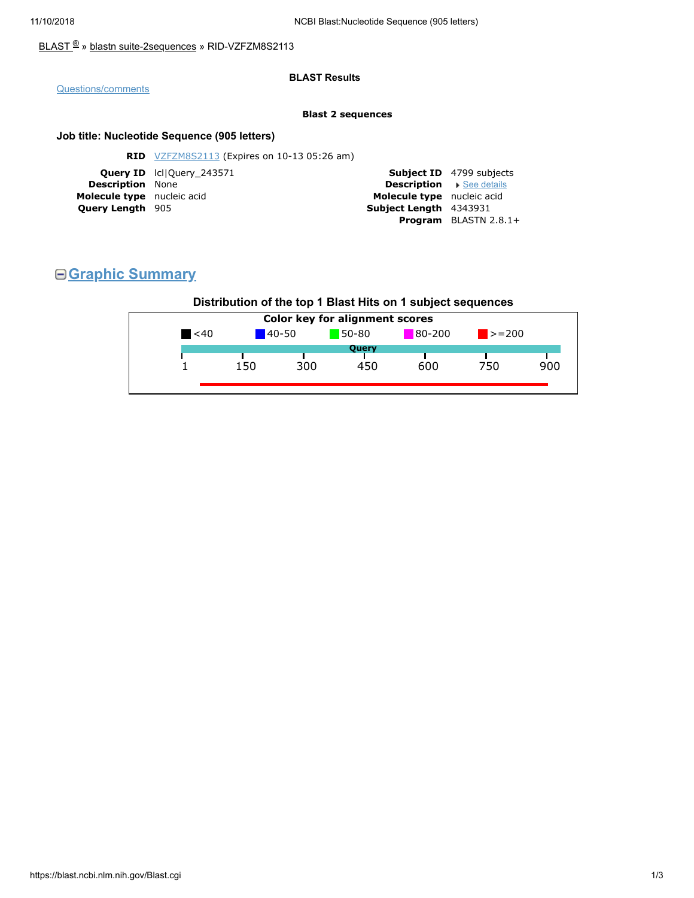BLAST ® » blastn suite-2sequences » RID-VZFZM8S2113

**BLAST Results**

Questions/comments

**Blast 2 sequences**

### Job title: Nucleotide Sequence (905 letters)

**RID** VZFZM8S2113 (Expires on 10-13 05:26 am)

| | | | |
|---|---|---|---|
| **Query ID** | lcl\|Query_243571 | **Subject ID** | 4799 subjects |
| **Description** | None | **Description** | See details |
| **Molecule type** | nucleic acid | **Molecule type** | nucleic acid |
| **Query Length** | 905 | **Subject Length** | 4343931 |
| | | **Program** | BLASTN 2.8.1+ |

## Graphic Summary

**Distribution of the top 1 Blast Hits on 1 subject sequences**

**Color key for alignment scores**

<40 | 40-50 | 50-80 | 80-200 | >=200

Query

1 150 300 450 600 750 900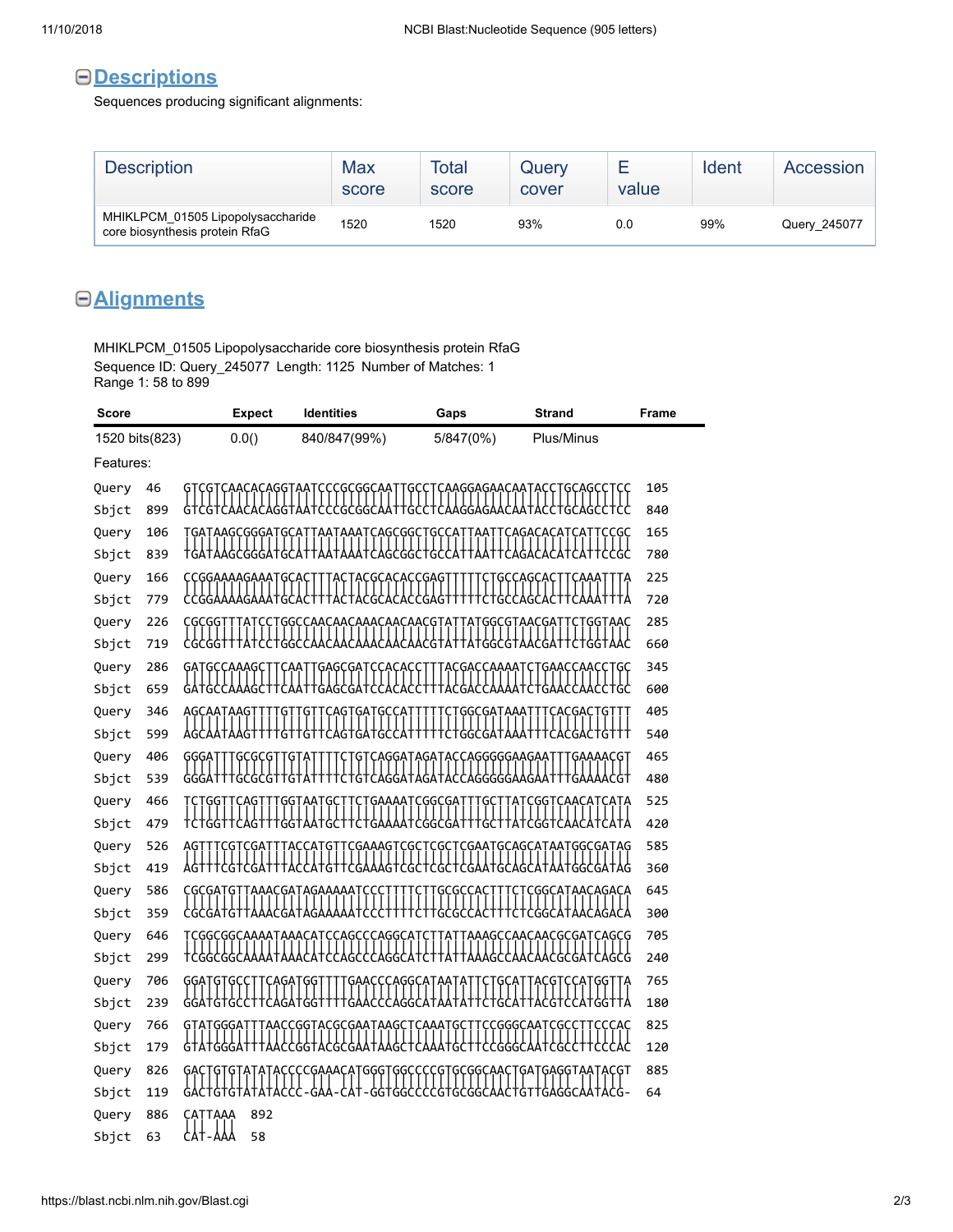## Descriptions

Sequences producing significant alignments:

| Description | Max score | Total score | Query cover | E value | Ident | Accession |
|---|---|---|---|---|---|---|
| MHIKLPCM_01505 Lipopolysaccharide core biosynthesis protein RfaG | 1520 | 1520 | 93% | 0.0 | 99% | Query_245077 |

## Alignments

MHIKLPCM_01505 Lipopolysaccharide core biosynthesis protein RfaG
Sequence ID: Query_245077 Length: 1125 Number of Matches: 1
Range 1: 58 to 899

| Score | Expect | Identities | Gaps | Strand | Frame |
|---|---|---|---|---|---|
| 1520 bits(823) | 0.0() | 840/847(99%) | 5/847(0%) | Plus/Minus | |

Features:

```
Query  46   GTCGTCAACACAGGTAATCCCGCGGCAATTGCCTCAAGGAGAACAATACCTGCAGCCTCC  105
            ||||||||||||||||||||||||||||||||||||||||||||||||||||||||||||
Sbjct  899  GTCGTCAACACAGGTAATCCCGCGGCAATTGCCTCAAGGAGAACAATACCTGCAGCCTCC  840

Query  106  TGATAAGCGGGATGCATTAATAAATCAGCGGCTGCCATTAATTCAGACACATCATTCCGC  165
            ||||||||||||||||||||||||||||||||||||||||||||||||||||||||||||
Sbjct  839  TGATAAGCGGGATGCATTAATAAATCAGCGGCTGCCATTAATTCAGACACATCATTCCGC  780

Query  166  CCGGAAAAGAAATGCACTTTACTACGCACACCGAGTTTTTCTGCCAGCACTTCAAATTTA  225
            ||||||||||||||||||||||||||||||||||||||||||||||||||||||||||||
Sbjct  779  CCGGAAAAGAAATGCACTTTACTACGCACACCGAGTTTTTCTGCCAGCACTTCAAATTTA  720

Query  226  CGCGGTTTATCCTGGCCAACAACAAACAACAACGTATTATGGCGTAACGATTCTGGTAAC  285
            ||||||||||||||||||||||||||||||||||||||||||||||||||||||||||||
Sbjct  719  CGCGGTTTATCCTGGCCAACAACAAACAACAACGTATTATGGCGTAACGATTCTGGTAAC  660

Query  286  GATGCCAAAGCTTCAATTGAGCGATCCACACCTTTACGACCAAAATCTGAACCAACCTGC  345
            ||||||||||||||||||||||||||||||||||||||||||||||||||||||||||||
Sbjct  659  GATGCCAAAGCTTCAATTGAGCGATCCACACCTTTACGACCAAAATCTGAACCAACCTGC  600

Query  346  AGCAATAAGTTTTGTTGTTCAGTGATGCCATTTTTCTGGCGATAAATTTCACGACTGTTT  405
            ||||||||||||||||||||||||||||||||||||||||||||||||||||||||||||
Sbjct  599  AGCAATAAGTTTTGTTGTTCAGTGATGCCATTTTTCTGGCGATAAATTTCACGACTGTTT  540

Query  406  GGGATTTGCGCGTTGTATTTTCTGTCAGGATAGATACCAGGGGGAAGAATTTGAAAACGT  465
            ||||||||||||||||||||||||||||||||||||||||||||||||||||||||||||
Sbjct  539  GGGATTTGCGCGTTGTATTTTCTGTCAGGATAGATACCAGGGGGAAGAATTTGAAAACGT  480

Query  466  TCTGGTTCAGTTTGGTAATGCTTCTGAAAATCGGCGATTTGCTTATCGGTCAACATCATA  525
            ||||||||||||||||||||||||||||||||||||||||||||||||||||||||||||
Sbjct  479  TCTGGTTCAGTTTGGTAATGCTTCTGAAAATCGGCGATTTGCTTATCGGTCAACATCATA  420

Query  526  AGTTTCGTCGATTTACCATGTTCGAAAGTCGCTCGCTCGAATGCAGCATAATGGCGATAG  585
            ||||||||||||||||||||||||||||||||||||||||||||||||||||||||||||
Sbjct  419  AGTTTCGTCGATTTACCATGTTCGAAAGTCGCTCGCTCGAATGCAGCATAATGGCGATAG  360

Query  586  CGCGATGTTAAACGATAGAAAAATCCCTTTTCTTGCGCCACTTTCTCGGCATAACAGACA  645
            ||||||||||||||||||||||||||||||||||||||||||||||||||||||||||||
Sbjct  359  CGCGATGTTAAACGATAGAAAAATCCCTTTTCTTGCGCCACTTTCTCGGCATAACAGACA  300

Query  646  TCGGCGGCAAAATAAACATCCAGCCCAGGCATCTTATTAAAGCCAACAACGCGATCAGCG  705
            ||||||||||||||||||||||||||||||||||||||||||||||||||||||||||||
Sbjct  299  TCGGCGGCAAAATAAACATCCAGCCCAGGCATCTTATTAAAGCCAACAACGCGATCAGCG  240

Query  706  GGATGTGCCTTCAGATGGTTTTGAACCCAGGCATAATATTCTGCATTACGTCCATGGTTA  765
            ||||||||||||||||||||||||||||||||||||||||||||||||||||||||||||
Sbjct  239  GGATGTGCCTTCAGATGGTTTTGAACCCAGGCATAATATTCTGCATTACGTCCATGGTTA  180

Query  766  GTATGGGATTTAACCGGTACGCGAATAAGCTCAAATGCTTCCGGGCAATCGCCTTCCCAC  825
            ||||||||||||||||||||||||||||||||||||||||||||||||||||||||||||
Sbjct  179  GTATGGGATTTAACCGGTACGCGAATAAGCTCAAATGCTTCCGGGCAATCGCCTTCCCAC  120

Query  826  GACTGTGTATATACCCCGAAACATGGGTGGCCCCGTGCGGCAACTGATGAGGTAATACGT  885
            ||||||||||||||||| ||| ||| ||||||||||||||||||||||| |||| ||||| 
Sbjct  119  GACTGTGTATATACCC-GAA-CAT-GGTGGCCCCGTGCGGCAACTGTTGAGGCAATACG-  64

Query  886  CATTAAA  892
            ||| |||
Sbjct  63   CAT-AAA  58
```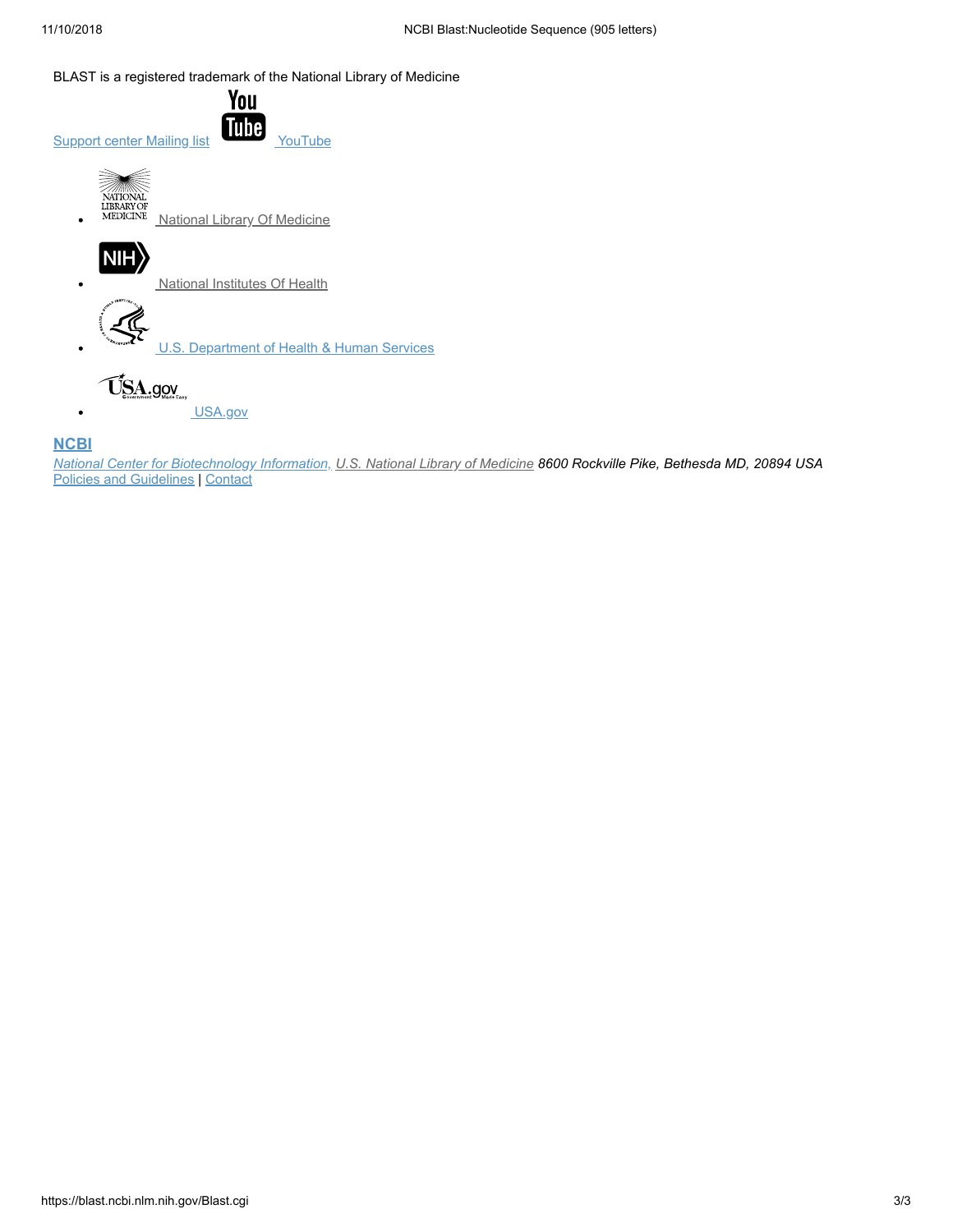BLAST is a registered trademark of the National Library of Medicine

Support center Mailing list YouTube

- National Library Of Medicine
- National Institutes Of Health
- U.S. Department of Health & Human Services
- USA.gov

**NCBI**

*National Center for Biotechnology Information, U.S. National Library of Medicine 8600 Rockville Pike, Bethesda MD, 20894 USA*

Policies and Guidelines | Contact